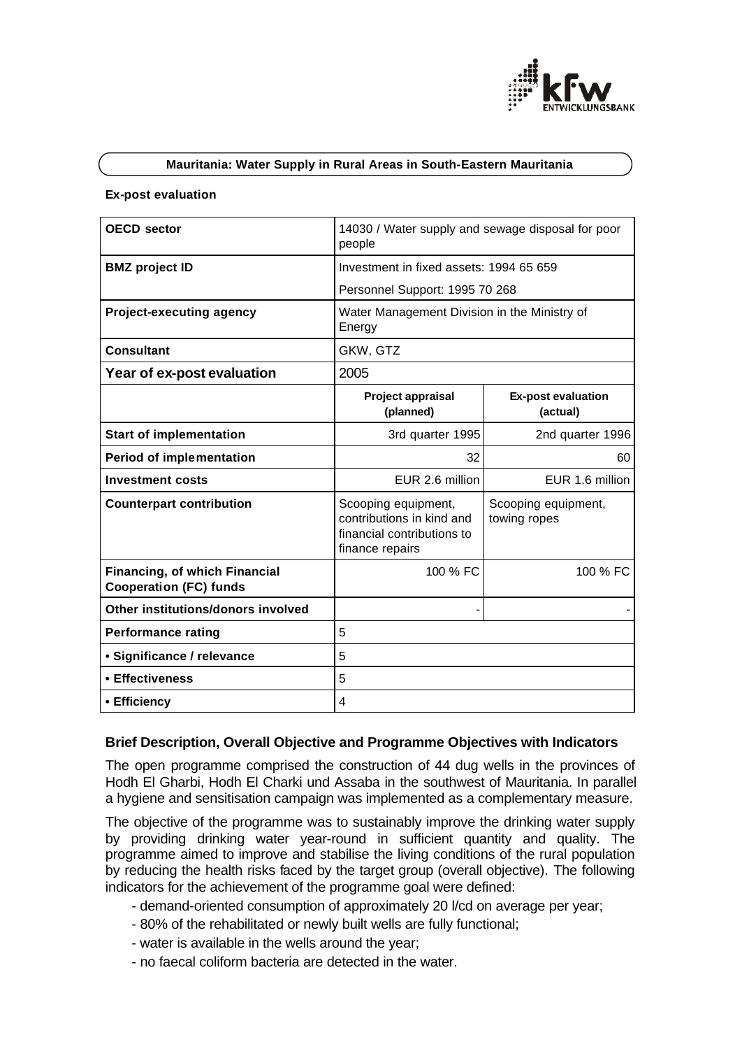# Mauritania: Water Supply in Rural Areas in South-Eastern Mauritania

**Ex-post evaluation**

| **OECD sector** | 14030 / Water supply and sewage disposal for poor people | |
|---|---|---|
| **BMZ project ID** | Investment in fixed assets: 1994 65 659<br>Personnel Support: 1995 70 268 | |
| **Project-executing agency** | Water Management Division in the Ministry of Energy | |
| **Consultant** | GKW, GTZ | |
| **Year of ex-post evaluation** | 2005 | |
| | **Project appraisal (planned)** | **Ex-post evaluation (actual)** |
| **Start of implementation** | 3rd quarter 1995 | 2nd quarter 1996 |
| **Period of implementation** | 32 | 60 |
| **Investment costs** | EUR 2.6 million | EUR 1.6 million |
| **Counterpart contribution** | Scooping equipment, contributions in kind and financial contributions to finance repairs | Scooping equipment, towing ropes |
| **Financing, of which Financial Cooperation (FC) funds** | 100 % FC | 100 % FC |
| **Other institutions/donors involved** | - | - |
| **Performance rating** | 5 | |
| **• Significance / relevance** | 5 | |
| **• Effectiveness** | 5 | |
| **• Efficiency** | 4 | |

## Brief Description, Overall Objective and Programme Objectives with Indicators

The open programme comprised the construction of 44 dug wells in the provinces of Hodh El Gharbi, Hodh El Charki und Assaba in the southwest of Mauritania. In parallel a hygiene and sensitisation campaign was implemented as a complementary measure.

The objective of the programme was to sustainably improve the drinking water supply by providing drinking water year-round in sufficient quantity and quality. The programme aimed to improve and stabilise the living conditions of the rural population by reducing the health risks faced by the target group (overall objective). The following indicators for the achievement of the programme goal were defined:

- demand-oriented consumption of approximately 20 l/cd on average per year;
- 80% of the rehabilitated or newly built wells are fully functional;
- water is available in the wells around the year;
- no faecal coliform bacteria are detected in the water.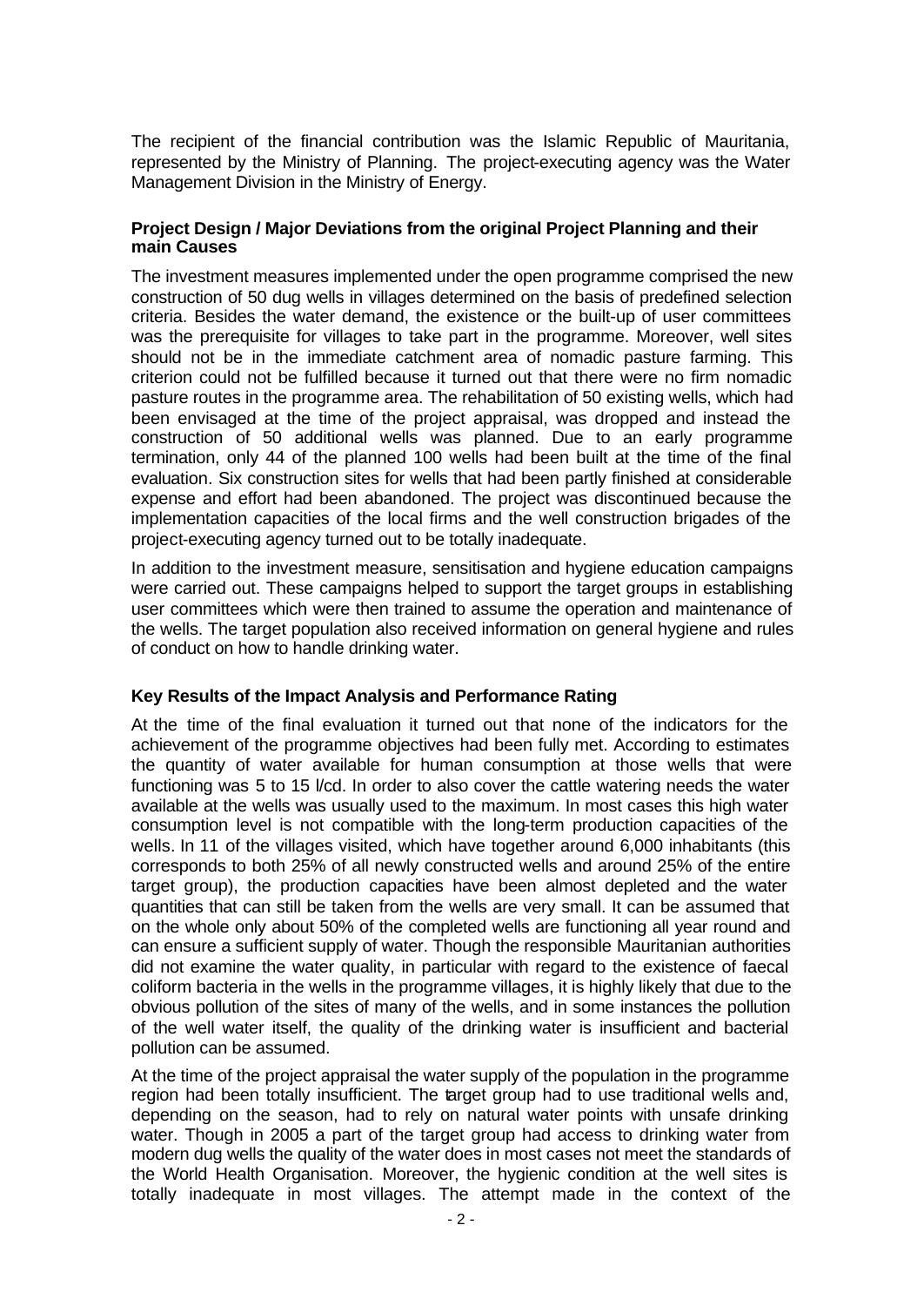The recipient of the financial contribution was the Islamic Republic of Mauritania, represented by the Ministry of Planning. The project-executing agency was the Water Management Division in the Ministry of Energy.

### Project Design / Major Deviations from the original Project Planning and their main Causes

The investment measures implemented under the open programme comprised the new construction of 50 dug wells in villages determined on the basis of predefined selection criteria. Besides the water demand, the existence or the built-up of user committees was the prerequisite for villages to take part in the programme. Moreover, well sites should not be in the immediate catchment area of nomadic pasture farming. This criterion could not be fulfilled because it turned out that there were no firm nomadic pasture routes in the programme area. The rehabilitation of 50 existing wells, which had been envisaged at the time of the project appraisal, was dropped and instead the construction of 50 additional wells was planned. Due to an early programme termination, only 44 of the planned 100 wells had been built at the time of the final evaluation. Six construction sites for wells that had been partly finished at considerable expense and effort had been abandoned. The project was discontinued because the implementation capacities of the local firms and the well construction brigades of the project-executing agency turned out to be totally inadequate.

In addition to the investment measure, sensitisation and hygiene education campaigns were carried out. These campaigns helped to support the target groups in establishing user committees which were then trained to assume the operation and maintenance of the wells. The target population also received information on general hygiene and rules of conduct on how to handle drinking water.

### Key Results of the Impact Analysis and Performance Rating

At the time of the final evaluation it turned out that none of the indicators for the achievement of the programme objectives had been fully met. According to estimates the quantity of water available for human consumption at those wells that were functioning was 5 to 15 l/cd. In order to also cover the cattle watering needs the water available at the wells was usually used to the maximum. In most cases this high water consumption level is not compatible with the long-term production capacities of the wells. In 11 of the villages visited, which have together around 6,000 inhabitants (this corresponds to both 25% of all newly constructed wells and around 25% of the entire target group), the production capacities have been almost depleted and the water quantities that can still be taken from the wells are very small. It can be assumed that on the whole only about 50% of the completed wells are functioning all year round and can ensure a sufficient supply of water. Though the responsible Mauritanian authorities did not examine the water quality, in particular with regard to the existence of faecal coliform bacteria in the wells in the programme villages, it is highly likely that due to the obvious pollution of the sites of many of the wells, and in some instances the pollution of the well water itself, the quality of the drinking water is insufficient and bacterial pollution can be assumed.

At the time of the project appraisal the water supply of the population in the programme region had been totally insufficient. The target group had to use traditional wells and, depending on the season, had to rely on natural water points with unsafe drinking water. Though in 2005 a part of the target group had access to drinking water from modern dug wells the quality of the water does in most cases not meet the standards of the World Health Organisation. Moreover, the hygienic condition at the well sites is totally inadequate in most villages. The attempt made in the context of the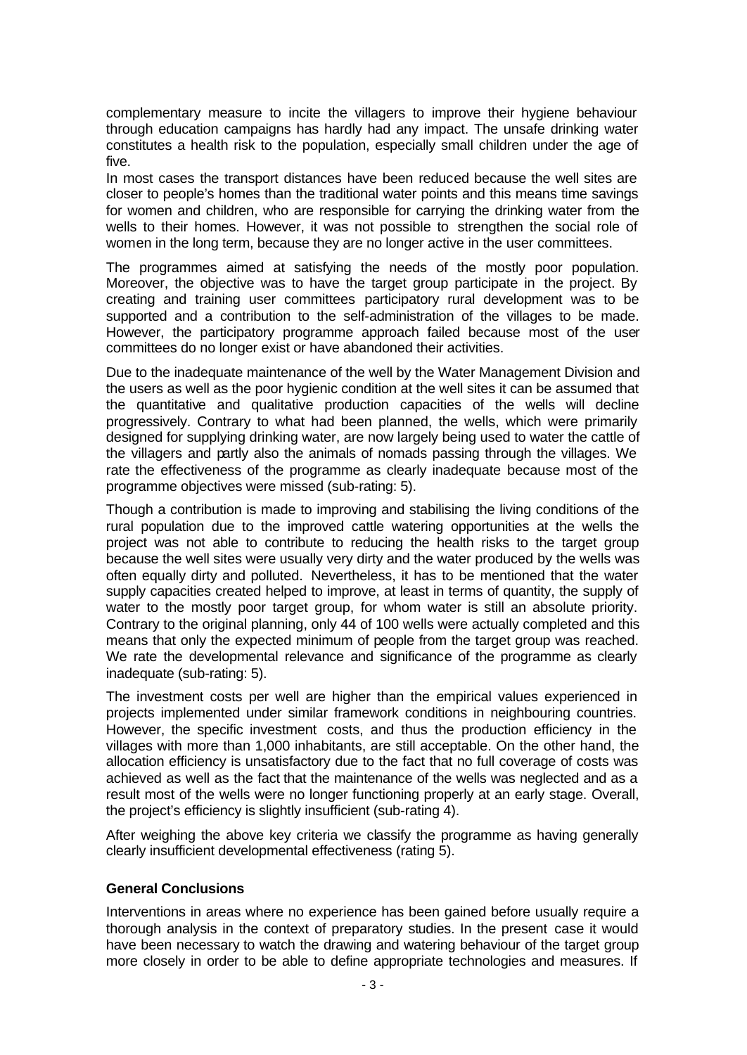complementary measure to incite the villagers to improve their hygiene behaviour through education campaigns has hardly had any impact. The unsafe drinking water constitutes a health risk to the population, especially small children under the age of five.

In most cases the transport distances have been reduced because the well sites are closer to people's homes than the traditional water points and this means time savings for women and children, who are responsible for carrying the drinking water from the wells to their homes. However, it was not possible to strengthen the social role of women in the long term, because they are no longer active in the user committees.

The programmes aimed at satisfying the needs of the mostly poor population. Moreover, the objective was to have the target group participate in the project. By creating and training user committees participatory rural development was to be supported and a contribution to the self-administration of the villages to be made. However, the participatory programme approach failed because most of the user committees do no longer exist or have abandoned their activities.

Due to the inadequate maintenance of the well by the Water Management Division and the users as well as the poor hygienic condition at the well sites it can be assumed that the quantitative and qualitative production capacities of the wells will decline progressively. Contrary to what had been planned, the wells, which were primarily designed for supplying drinking water, are now largely being used to water the cattle of the villagers and partly also the animals of nomads passing through the villages. We rate the effectiveness of the programme as clearly inadequate because most of the programme objectives were missed (sub-rating: 5).

Though a contribution is made to improving and stabilising the living conditions of the rural population due to the improved cattle watering opportunities at the wells the project was not able to contribute to reducing the health risks to the target group because the well sites were usually very dirty and the water produced by the wells was often equally dirty and polluted. Nevertheless, it has to be mentioned that the water supply capacities created helped to improve, at least in terms of quantity, the supply of water to the mostly poor target group, for whom water is still an absolute priority. Contrary to the original planning, only 44 of 100 wells were actually completed and this means that only the expected minimum of people from the target group was reached. We rate the developmental relevance and significance of the programme as clearly inadequate (sub-rating: 5).

The investment costs per well are higher than the empirical values experienced in projects implemented under similar framework conditions in neighbouring countries. However, the specific investment costs, and thus the production efficiency in the villages with more than 1,000 inhabitants, are still acceptable. On the other hand, the allocation efficiency is unsatisfactory due to the fact that no full coverage of costs was achieved as well as the fact that the maintenance of the wells was neglected and as a result most of the wells were no longer functioning properly at an early stage. Overall, the project's efficiency is slightly insufficient (sub-rating 4).

After weighing the above key criteria we classify the programme as having generally clearly insufficient developmental effectiveness (rating 5).

**General Conclusions**

Interventions in areas where no experience has been gained before usually require a thorough analysis in the context of preparatory studies. In the present case it would have been necessary to watch the drawing and watering behaviour of the target group more closely in order to be able to define appropriate technologies and measures. If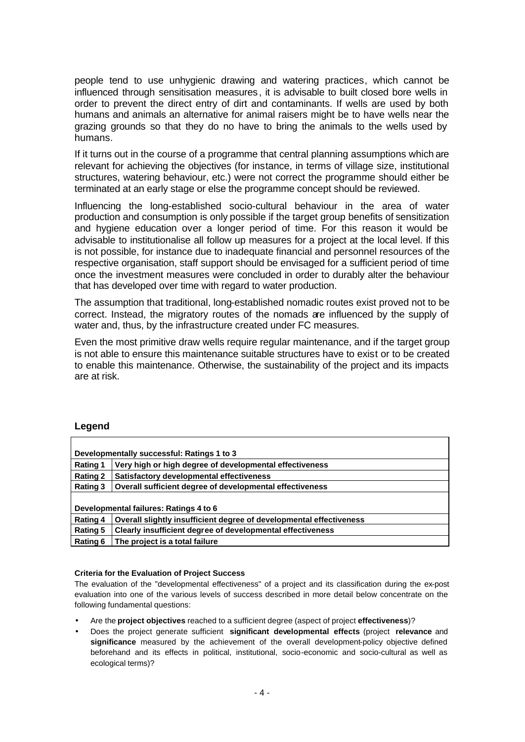people tend to use unhygienic drawing and watering practices, which cannot be influenced through sensitisation measures, it is advisable to built closed bore wells in order to prevent the direct entry of dirt and contaminants. If wells are used by both humans and animals an alternative for animal raisers might be to have wells near the grazing grounds so that they do no have to bring the animals to the wells used by humans.

If it turns out in the course of a programme that central planning assumptions which are relevant for achieving the objectives (for instance, in terms of village size, institutional structures, watering behaviour, etc.) were not correct the programme should either be terminated at an early stage or else the programme concept should be reviewed.

Influencing the long-established socio-cultural behaviour in the area of water production and consumption is only possible if the target group benefits of sensitization and hygiene education over a longer period of time. For this reason it would be advisable to institutionalise all follow up measures for a project at the local level. If this is not possible, for instance due to inadequate financial and personnel resources of the respective organisation, staff support should be envisaged for a sufficient period of time once the investment measures were concluded in order to durably alter the behaviour that has developed over time with regard to water production.

The assumption that traditional, long-established nomadic routes exist proved not to be correct. Instead, the migratory routes of the nomads are influenced by the supply of water and, thus, by the infrastructure created under FC measures.

Even the most primitive draw wells require regular maintenance, and if the target group is not able to ensure this maintenance suitable structures have to exist or to be created to enable this maintenance. Otherwise, the sustainability of the project and its impacts are at risk.

## Legend

| **Developmentally successful: Ratings 1 to 3** | |
|---|---|
| **Rating 1** | **Very high or high degree of developmental effectiveness** |
| **Rating 2** | **Satisfactory developmental effectiveness** |
| **Rating 3** | **Overall sufficient degree of developmental effectiveness** |
| **Developmental failures: Ratings 4 to 6** | |
| **Rating 4** | **Overall slightly insufficient degree of developmental effectiveness** |
| **Rating 5** | **Clearly insufficient degree of developmental effectiveness** |
| **Rating 6** | **The project is a total failure** |

#### Criteria for the Evaluation of Project Success

The evaluation of the "developmental effectiveness" of a project and its classification during the ex-post evaluation into one of the various levels of success described in more detail below concentrate on the following fundamental questions:

- Are the **project objectives** reached to a sufficient degree (aspect of project **effectiveness**)?
- Does the project generate sufficient **significant developmental effects** (project **relevance** and **significance** measured by the achievement of the overall development-policy objective defined beforehand and its effects in political, institutional, socio-economic and socio-cultural as well as ecological terms)?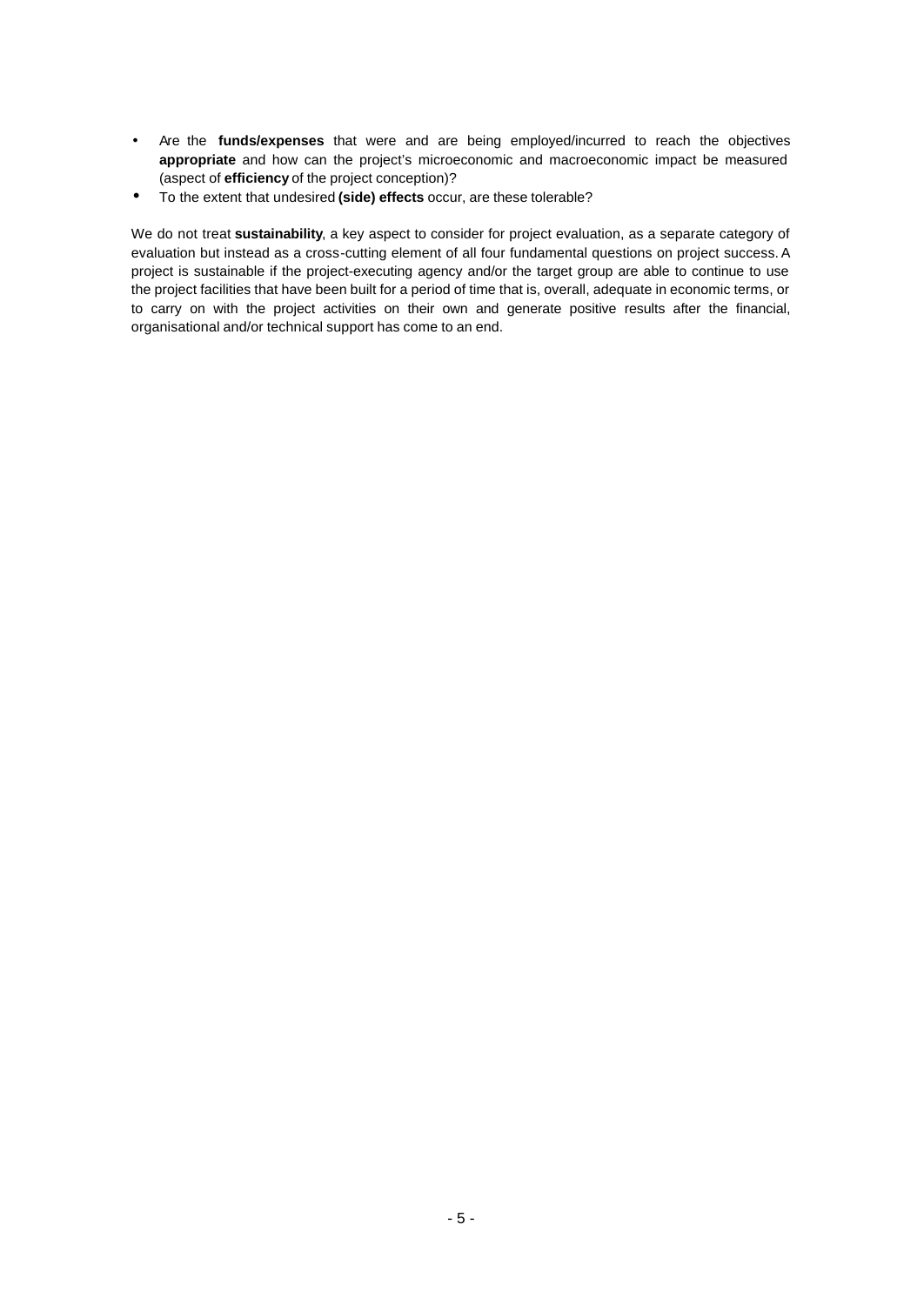- Are the **funds/expenses** that were and are being employed/incurred to reach the objectives **appropriate** and how can the project's microeconomic and macroeconomic impact be measured (aspect of **efficiency** of the project conception)?
- To the extent that undesired **(side) effects** occur, are these tolerable?

We do not treat **sustainability**, a key aspect to consider for project evaluation, as a separate category of evaluation but instead as a cross-cutting element of all four fundamental questions on project success. A project is sustainable if the project-executing agency and/or the target group are able to continue to use the project facilities that have been built for a period of time that is, overall, adequate in economic terms, or to carry on with the project activities on their own and generate positive results after the financial, organisational and/or technical support has come to an end.